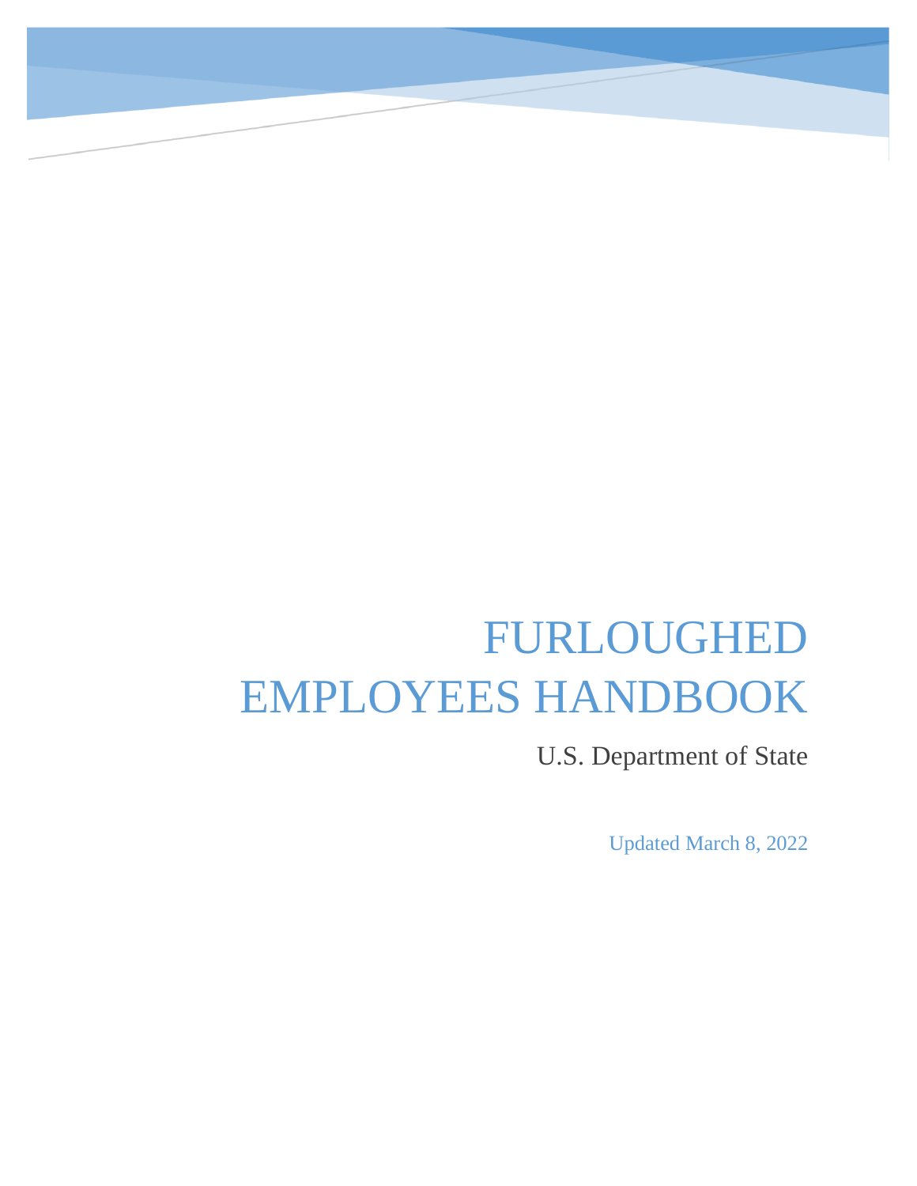# FURLOUGHED EMPLOYEES HANDBOOK

U.S. Department of State

Updated March 8, 2022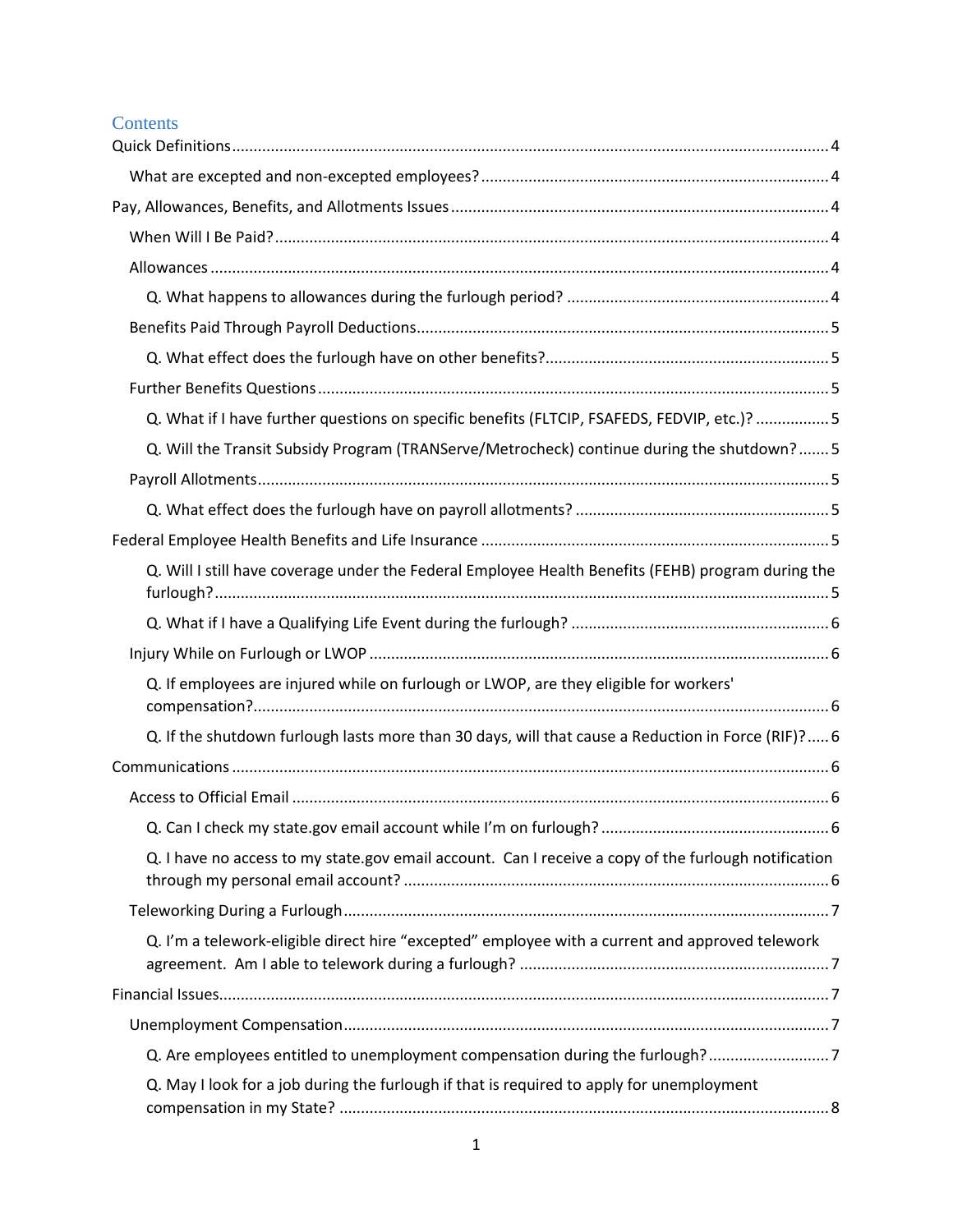# Contents

Quick Definitions ........ 4

- What are excepted and non-excepted employees? ........ 4

Pay, Allowances, Benefits, and Allotments Issues ........ 4

- When Will I Be Paid? ........ 4
- Allowances ........ 4
  - Q. What happens to allowances during the furlough period? ........ 4
- Benefits Paid Through Payroll Deductions ........ 5
  - Q. What effect does the furlough have on other benefits? ........ 5
- Further Benefits Questions ........ 5
  - Q. What if I have further questions on specific benefits (FLTCIP, FSAFEDS, FEDVIP, etc.)? ........ 5
  - Q. Will the Transit Subsidy Program (TRANServe/Metrocheck) continue during the shutdown? ........ 5
- Payroll Allotments ........ 5
  - Q. What effect does the furlough have on payroll allotments? ........ 5

Federal Employee Health Benefits and Life Insurance ........ 5

- Q. Will I still have coverage under the Federal Employee Health Benefits (FEHB) program during the furlough? ........ 5
- Q. What if I have a Qualifying Life Event during the furlough? ........ 6
- Injury While on Furlough or LWOP ........ 6
  - Q. If employees are injured while on furlough or LWOP, are they eligible for workers' compensation? ........ 6
  - Q. If the shutdown furlough lasts more than 30 days, will that cause a Reduction in Force (RIF)? ........ 6

Communications ........ 6

- Access to Official Email ........ 6
  - Q. Can I check my state.gov email account while I'm on furlough? ........ 6
  - Q. I have no access to my state.gov email account. Can I receive a copy of the furlough notification through my personal email account? ........ 6
- Teleworking During a Furlough ........ 7
  - Q. I'm a telework-eligible direct hire "excepted" employee with a current and approved telework agreement. Am I able to telework during a furlough? ........ 7

Financial Issues ........ 7

- Unemployment Compensation ........ 7
  - Q. Are employees entitled to unemployment compensation during the furlough? ........ 7
  - Q. May I look for a job during the furlough if that is required to apply for unemployment compensation in my State? ........ 8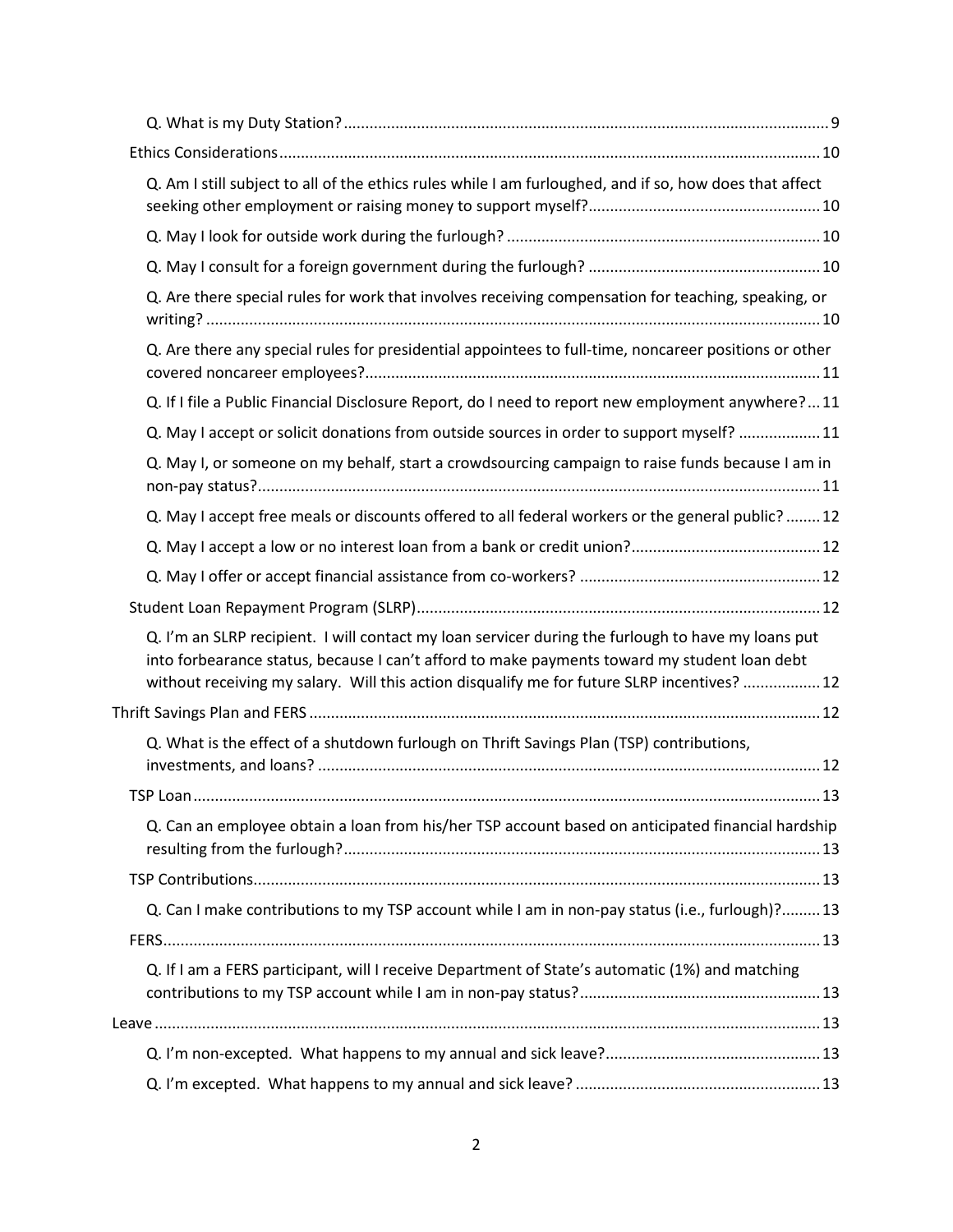- Q. What is my Duty Station? 9
- Ethics Considerations 10
  - Q. Am I still subject to all of the ethics rules while I am furloughed, and if so, how does that affect seeking other employment or raising money to support myself? 10
  - Q. May I look for outside work during the furlough? 10
  - Q. May I consult for a foreign government during the furlough? 10
  - Q. Are there special rules for work that involves receiving compensation for teaching, speaking, or writing? 10
  - Q. Are there any special rules for presidential appointees to full-time, noncareer positions or other covered noncareer employees? 11
  - Q. If I file a Public Financial Disclosure Report, do I need to report new employment anywhere? 11
  - Q. May I accept or solicit donations from outside sources in order to support myself? 11
  - Q. May I, or someone on my behalf, start a crowdsourcing campaign to raise funds because I am in non-pay status? 11
  - Q. May I accept free meals or discounts offered to all federal workers or the general public? 12
  - Q. May I accept a low or no interest loan from a bank or credit union? 12
  - Q. May I offer or accept financial assistance from co-workers? 12
- Student Loan Repayment Program (SLRP) 12
  - Q. I'm an SLRP recipient. I will contact my loan servicer during the furlough to have my loans put into forbearance status, because I can't afford to make payments toward my student loan debt without receiving my salary. Will this action disqualify me for future SLRP incentives? 12

Thrift Savings Plan and FERS 12

- Q. What is the effect of a shutdown furlough on Thrift Savings Plan (TSP) contributions, investments, and loans? 12
- TSP Loan 13
  - Q. Can an employee obtain a loan from his/her TSP account based on anticipated financial hardship resulting from the furlough? 13
- TSP Contributions 13
  - Q. Can I make contributions to my TSP account while I am in non-pay status (i.e., furlough)? 13
- FERS 13
  - Q. If I am a FERS participant, will I receive Department of State's automatic (1%) and matching contributions to my TSP account while I am in non-pay status? 13

Leave 13

- Q. I'm non-excepted. What happens to my annual and sick leave? 13
- Q. I'm excepted. What happens to my annual and sick leave? 13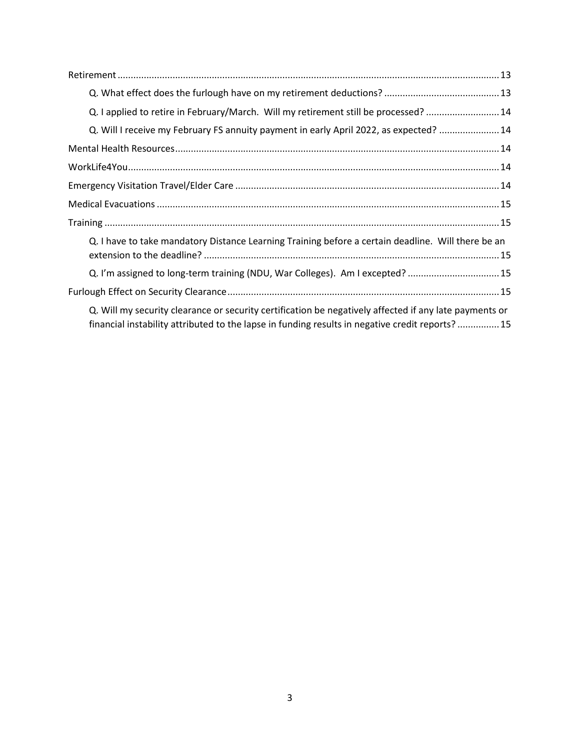- Retirement ..... 13
  - Q. What effect does the furlough have on my retirement deductions? ..... 13
  - Q. I applied to retire in February/March. Will my retirement still be processed? ..... 14
  - Q. Will I receive my February FS annuity payment in early April 2022, as expected? ..... 14
- Mental Health Resources ..... 14
- WorkLife4You ..... 14
- Emergency Visitation Travel/Elder Care ..... 14
- Medical Evacuations ..... 15
- Training ..... 15
  - Q. I have to take mandatory Distance Learning Training before a certain deadline. Will there be an extension to the deadline? ..... 15
  - Q. I'm assigned to long-term training (NDU, War Colleges). Am I excepted? ..... 15
- Furlough Effect on Security Clearance ..... 15
  - Q. Will my security clearance or security certification be negatively affected if any late payments or financial instability attributed to the lapse in funding results in negative credit reports? ..... 15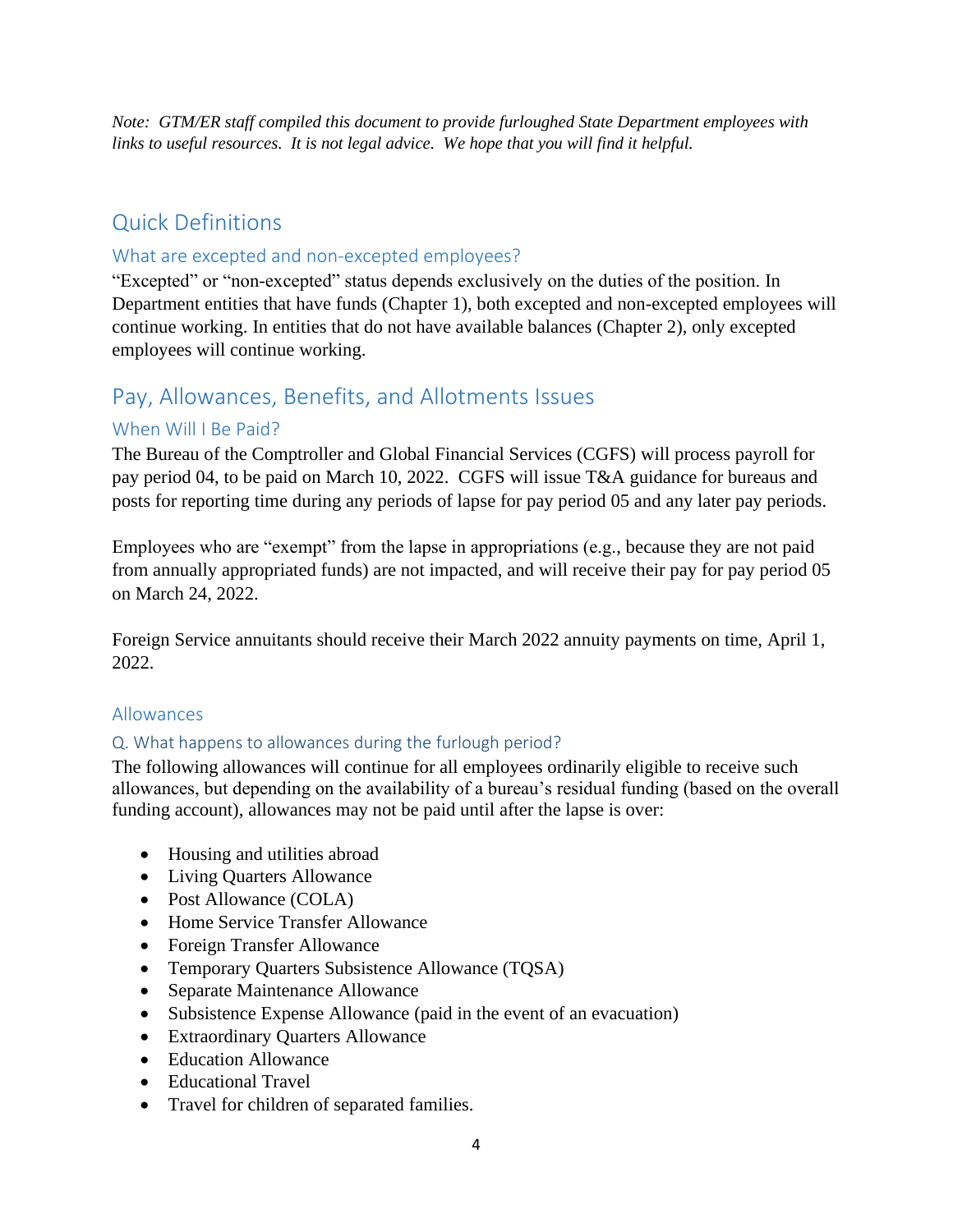*Note: GTM/ER staff compiled this document to provide furloughed State Department employees with links to useful resources. It is not legal advice. We hope that you will find it helpful.*

# Quick Definitions

## What are excepted and non-excepted employees?

"Excepted" or "non-excepted" status depends exclusively on the duties of the position. In Department entities that have funds (Chapter 1), both excepted and non-excepted employees will continue working. In entities that do not have available balances (Chapter 2), only excepted employees will continue working.

# Pay, Allowances, Benefits, and Allotments Issues

## When Will I Be Paid?

The Bureau of the Comptroller and Global Financial Services (CGFS) will process payroll for pay period 04, to be paid on March 10, 2022. CGFS will issue T&A guidance for bureaus and posts for reporting time during any periods of lapse for pay period 05 and any later pay periods.

Employees who are "exempt" from the lapse in appropriations (e.g., because they are not paid from annually appropriated funds) are not impacted, and will receive their pay for pay period 05 on March 24, 2022.

Foreign Service annuitants should receive their March 2022 annuity payments on time, April 1, 2022.

## Allowances

### Q. What happens to allowances during the furlough period?

The following allowances will continue for all employees ordinarily eligible to receive such allowances, but depending on the availability of a bureau's residual funding (based on the overall funding account), allowances may not be paid until after the lapse is over:

- Housing and utilities abroad
- Living Quarters Allowance
- Post Allowance (COLA)
- Home Service Transfer Allowance
- Foreign Transfer Allowance
- Temporary Quarters Subsistence Allowance (TQSA)
- Separate Maintenance Allowance
- Subsistence Expense Allowance (paid in the event of an evacuation)
- Extraordinary Quarters Allowance
- Education Allowance
- Educational Travel
- Travel for children of separated families.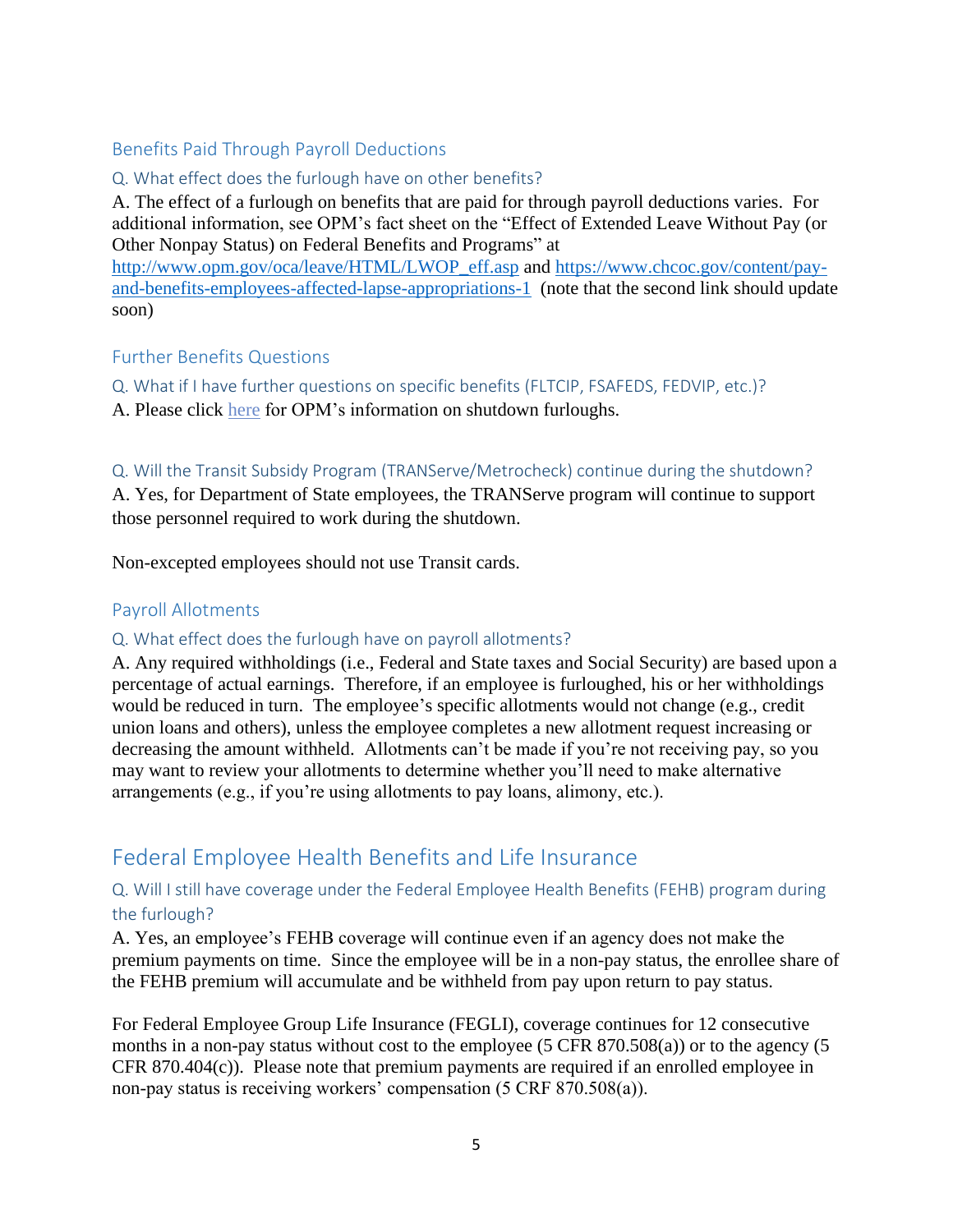## Benefits Paid Through Payroll Deductions

### Q. What effect does the furlough have on other benefits?

A. The effect of a furlough on benefits that are paid for through payroll deductions varies. For additional information, see OPM's fact sheet on the "Effect of Extended Leave Without Pay (or Other Nonpay Status) on Federal Benefits and Programs" at [http://www.opm.gov/oca/leave/HTML/LWOP_eff.asp](http://www.opm.gov/oca/leave/HTML/LWOP_eff.asp) and [https://www.chcoc.gov/content/pay-and-benefits-employees-affected-lapse-appropriations-1](https://www.chcoc.gov/content/pay-and-benefits-employees-affected-lapse-appropriations-1) (note that the second link should update soon)

## Further Benefits Questions

### Q. What if I have further questions on specific benefits (FLTCIP, FSAFEDS, FEDVIP, etc.)?

A. Please click here for OPM's information on shutdown furloughs.

### Q. Will the Transit Subsidy Program (TRANServe/Metrocheck) continue during the shutdown?

A. Yes, for Department of State employees, the TRANServe program will continue to support those personnel required to work during the shutdown.

Non-excepted employees should not use Transit cards.

## Payroll Allotments

### Q. What effect does the furlough have on payroll allotments?

A. Any required withholdings (i.e., Federal and State taxes and Social Security) are based upon a percentage of actual earnings. Therefore, if an employee is furloughed, his or her withholdings would be reduced in turn. The employee's specific allotments would not change (e.g., credit union loans and others), unless the employee completes a new allotment request increasing or decreasing the amount withheld. Allotments can't be made if you're not receiving pay, so you may want to review your allotments to determine whether you'll need to make alternative arrangements (e.g., if you're using allotments to pay loans, alimony, etc.).

# Federal Employee Health Benefits and Life Insurance

### Q. Will I still have coverage under the Federal Employee Health Benefits (FEHB) program during the furlough?

A. Yes, an employee's FEHB coverage will continue even if an agency does not make the premium payments on time. Since the employee will be in a non-pay status, the enrollee share of the FEHB premium will accumulate and be withheld from pay upon return to pay status.

For Federal Employee Group Life Insurance (FEGLI), coverage continues for 12 consecutive months in a non-pay status without cost to the employee (5 CFR 870.508(a)) or to the agency (5 CFR 870.404(c)). Please note that premium payments are required if an enrolled employee in non-pay status is receiving workers' compensation (5 CRF 870.508(a)).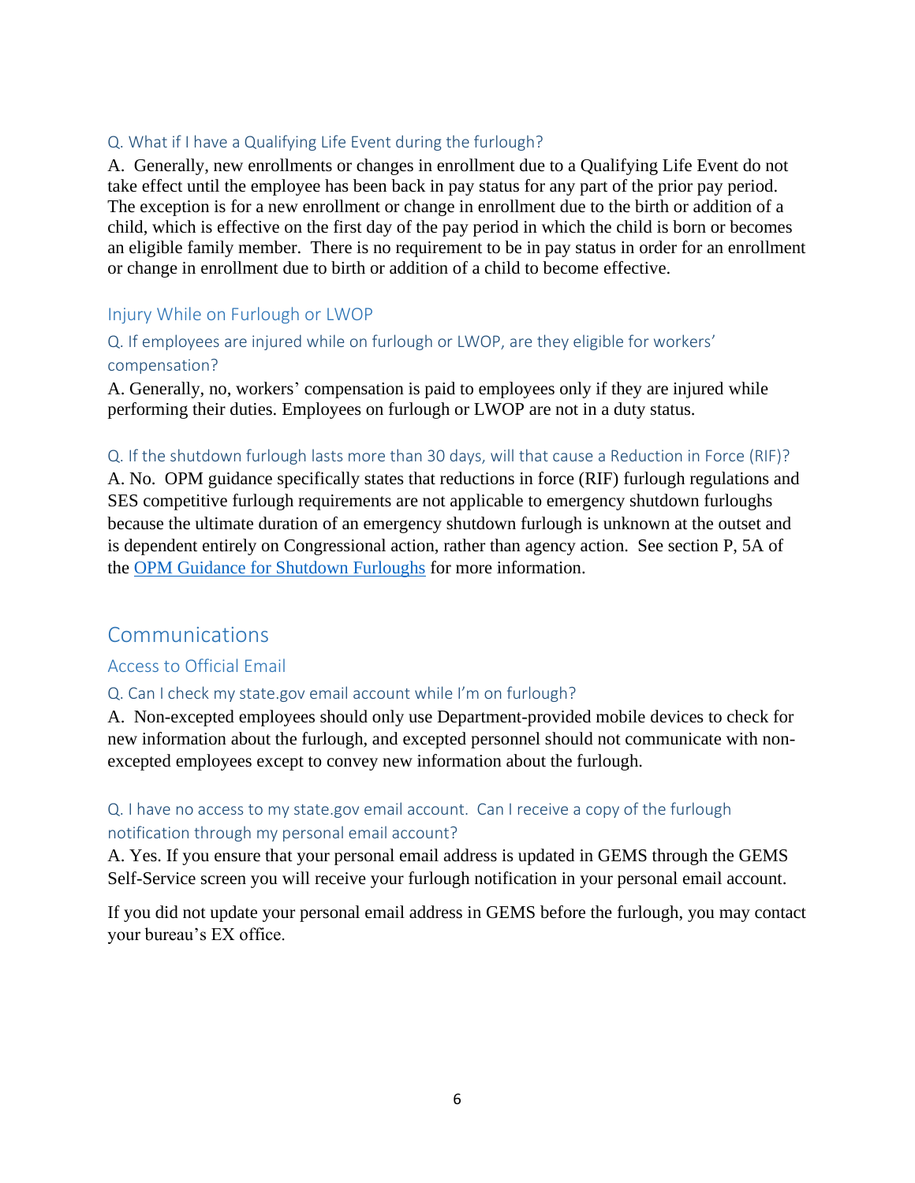### Q. What if I have a Qualifying Life Event during the furlough?

A. Generally, new enrollments or changes in enrollment due to a Qualifying Life Event do not take effect until the employee has been back in pay status for any part of the prior pay period. The exception is for a new enrollment or change in enrollment due to the birth or addition of a child, which is effective on the first day of the pay period in which the child is born or becomes an eligible family member. There is no requirement to be in pay status in order for an enrollment or change in enrollment due to birth or addition of a child to become effective.

## Injury While on Furlough or LWOP

### Q. If employees are injured while on furlough or LWOP, are they eligible for workers' compensation?

A. Generally, no, workers' compensation is paid to employees only if they are injured while performing their duties. Employees on furlough or LWOP are not in a duty status.

### Q. If the shutdown furlough lasts more than 30 days, will that cause a Reduction in Force (RIF)?

A. No. OPM guidance specifically states that reductions in force (RIF) furlough regulations and SES competitive furlough requirements are not applicable to emergency shutdown furloughs because the ultimate duration of an emergency shutdown furlough is unknown at the outset and is dependent entirely on Congressional action, rather than agency action. See section P, 5A of the OPM Guidance for Shutdown Furloughs for more information.

# Communications

## Access to Official Email

### Q. Can I check my state.gov email account while I'm on furlough?

A. Non-excepted employees should only use Department-provided mobile devices to check for new information about the furlough, and excepted personnel should not communicate with non-excepted employees except to convey new information about the furlough.

### Q. I have no access to my state.gov email account. Can I receive a copy of the furlough notification through my personal email account?

A. Yes. If you ensure that your personal email address is updated in GEMS through the GEMS Self-Service screen you will receive your furlough notification in your personal email account.

If you did not update your personal email address in GEMS before the furlough, you may contact your bureau's EX office.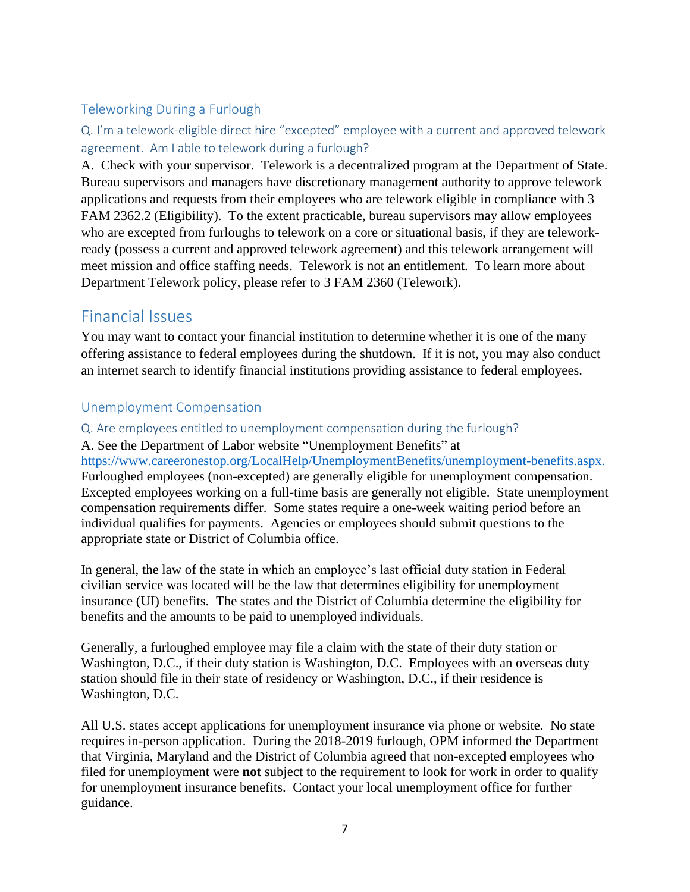### Teleworking During a Furlough

#### Q. I'm a telework-eligible direct hire "excepted" employee with a current and approved telework agreement. Am I able to telework during a furlough?

A. Check with your supervisor. Telework is a decentralized program at the Department of State. Bureau supervisors and managers have discretionary management authority to approve telework applications and requests from their employees who are telework eligible in compliance with 3 FAM 2362.2 (Eligibility). To the extent practicable, bureau supervisors may allow employees who are excepted from furloughs to telework on a core or situational basis, if they are telework-ready (possess a current and approved telework agreement) and this telework arrangement will meet mission and office staffing needs. Telework is not an entitlement. To learn more about Department Telework policy, please refer to 3 FAM 2360 (Telework).

## Financial Issues

You may want to contact your financial institution to determine whether it is one of the many offering assistance to federal employees during the shutdown. If it is not, you may also conduct an internet search to identify financial institutions providing assistance to federal employees.

### Unemployment Compensation

#### Q. Are employees entitled to unemployment compensation during the furlough?

A. See the Department of Labor website "Unemployment Benefits" at https://www.careeronestop.org/LocalHelp/UnemploymentBenefits/unemployment-benefits.aspx. Furloughed employees (non-excepted) are generally eligible for unemployment compensation. Excepted employees working on a full-time basis are generally not eligible. State unemployment compensation requirements differ. Some states require a one-week waiting period before an individual qualifies for payments. Agencies or employees should submit questions to the appropriate state or District of Columbia office.

In general, the law of the state in which an employee's last official duty station in Federal civilian service was located will be the law that determines eligibility for unemployment insurance (UI) benefits. The states and the District of Columbia determine the eligibility for benefits and the amounts to be paid to unemployed individuals.

Generally, a furloughed employee may file a claim with the state of their duty station or Washington, D.C., if their duty station is Washington, D.C. Employees with an overseas duty station should file in their state of residency or Washington, D.C., if their residence is Washington, D.C.

All U.S. states accept applications for unemployment insurance via phone or website. No state requires in-person application. During the 2018-2019 furlough, OPM informed the Department that Virginia, Maryland and the District of Columbia agreed that non-excepted employees who filed for unemployment were **not** subject to the requirement to look for work in order to qualify for unemployment insurance benefits. Contact your local unemployment office for further guidance.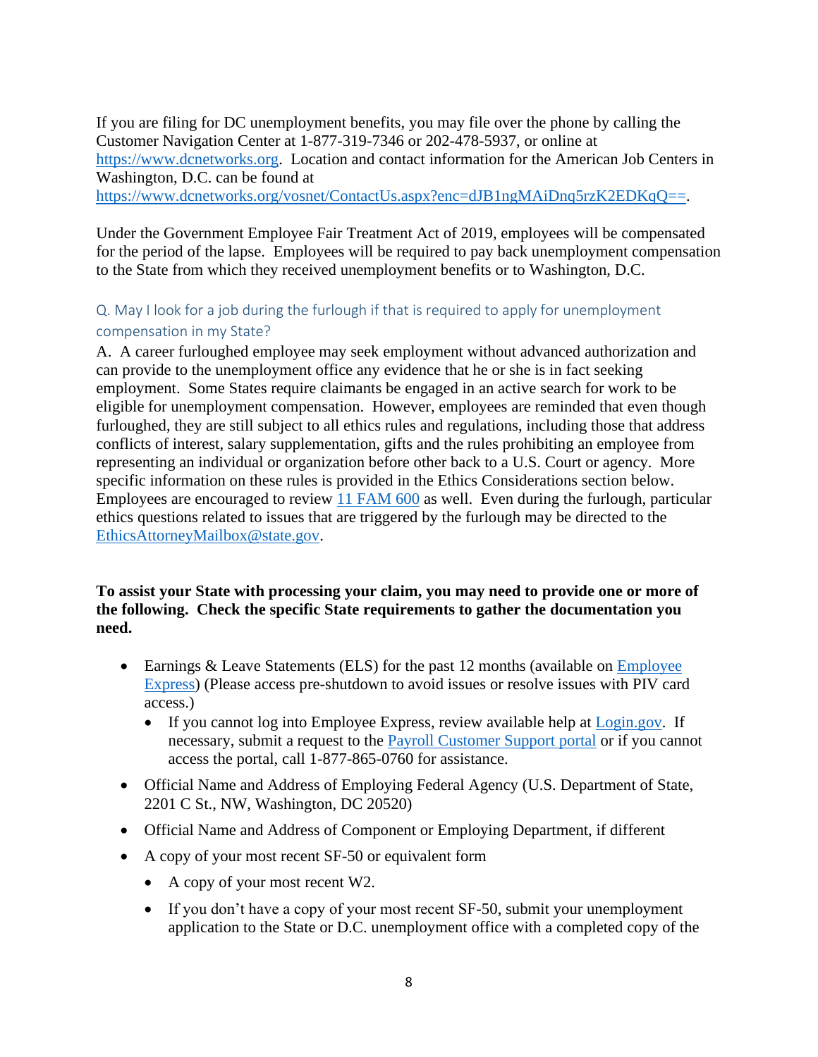If you are filing for DC unemployment benefits, you may file over the phone by calling the Customer Navigation Center at 1-877-319-7346 or 202-478-5937, or online at [https://www.dcnetworks.org](https://www.dcnetworks.org). Location and contact information for the American Job Centers in Washington, D.C. can be found at [https://www.dcnetworks.org/vosnet/ContactUs.aspx?enc=dJB1ngMAiDnq5rzK2EDKqQ==](https://www.dcnetworks.org/vosnet/ContactUs.aspx?enc=dJB1ngMAiDnq5rzK2EDKqQ==).

Under the Government Employee Fair Treatment Act of 2019, employees will be compensated for the period of the lapse. Employees will be required to pay back unemployment compensation to the State from which they received unemployment benefits or to Washington, D.C.

### Q. May I look for a job during the furlough if that is required to apply for unemployment compensation in my State?

A. A career furloughed employee may seek employment without advanced authorization and can provide to the unemployment office any evidence that he or she is in fact seeking employment. Some States require claimants be engaged in an active search for work to be eligible for unemployment compensation. However, employees are reminded that even though furloughed, they are still subject to all ethics rules and regulations, including those that address conflicts of interest, salary supplementation, gifts and the rules prohibiting an employee from representing an individual or organization before other back to a U.S. Court or agency. More specific information on these rules is provided in the Ethics Considerations section below. Employees are encouraged to review 11 FAM 600 as well. Even during the furlough, particular ethics questions related to issues that are triggered by the furlough may be directed to the EthicsAttorneyMailbox@state.gov.

**To assist your State with processing your claim, you may need to provide one or more of the following. Check the specific State requirements to gather the documentation you need.**

- Earnings & Leave Statements (ELS) for the past 12 months (available on Employee Express) (Please access pre-shutdown to avoid issues or resolve issues with PIV card access.)
  - If you cannot log into Employee Express, review available help at Login.gov. If necessary, submit a request to the Payroll Customer Support portal or if you cannot access the portal, call 1-877-865-0760 for assistance.
- Official Name and Address of Employing Federal Agency (U.S. Department of State, 2201 C St., NW, Washington, DC 20520)
- Official Name and Address of Component or Employing Department, if different
- A copy of your most recent SF-50 or equivalent form
  - A copy of your most recent W2.
  - If you don't have a copy of your most recent SF-50, submit your unemployment application to the State or D.C. unemployment office with a completed copy of the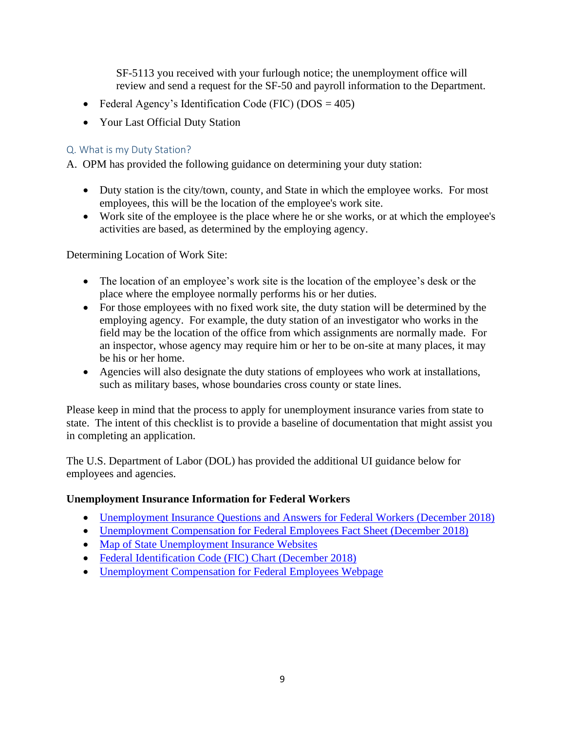SF-5113 you received with your furlough notice; the unemployment office will review and send a request for the SF-50 and payroll information to the Department.

- Federal Agency's Identification Code (FIC) (DOS = 405)
- Your Last Official Duty Station

### Q. What is my Duty Station?

A. OPM has provided the following guidance on determining your duty station:

- Duty station is the city/town, county, and State in which the employee works. For most employees, this will be the location of the employee's work site.
- Work site of the employee is the place where he or she works, or at which the employee's activities are based, as determined by the employing agency.

Determining Location of Work Site:

- The location of an employee's work site is the location of the employee's desk or the place where the employee normally performs his or her duties.
- For those employees with no fixed work site, the duty station will be determined by the employing agency. For example, the duty station of an investigator who works in the field may be the location of the office from which assignments are normally made. For an inspector, whose agency may require him or her to be on-site at many places, it may be his or her home.
- Agencies will also designate the duty stations of employees who work at installations, such as military bases, whose boundaries cross county or state lines.

Please keep in mind that the process to apply for unemployment insurance varies from state to state. The intent of this checklist is to provide a baseline of documentation that might assist you in completing an application.

The U.S. Department of Labor (DOL) has provided the additional UI guidance below for employees and agencies.

**Unemployment Insurance Information for Federal Workers**

- Unemployment Insurance Questions and Answers for Federal Workers (December 2018)
- Unemployment Compensation for Federal Employees Fact Sheet (December 2018)
- Map of State Unemployment Insurance Websites
- Federal Identification Code (FIC) Chart (December 2018)
- Unemployment Compensation for Federal Employees Webpage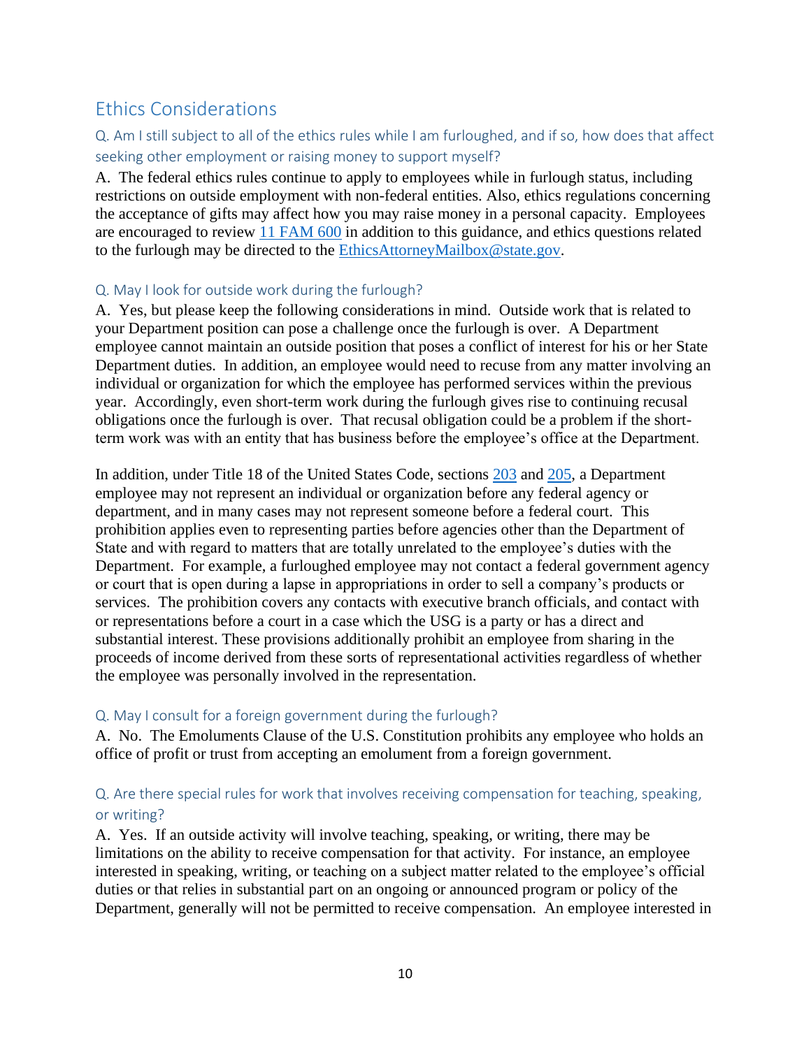## Ethics Considerations

### Q. Am I still subject to all of the ethics rules while I am furloughed, and if so, how does that affect seeking other employment or raising money to support myself?

A. The federal ethics rules continue to apply to employees while in furlough status, including restrictions on outside employment with non-federal entities. Also, ethics regulations concerning the acceptance of gifts may affect how you may raise money in a personal capacity. Employees are encouraged to review [11 FAM 600](11 FAM 600) in addition to this guidance, and ethics questions related to the furlough may be directed to the [EthicsAttorneyMailbox@state.gov](mailto:EthicsAttorneyMailbox@state.gov).

### Q. May I look for outside work during the furlough?

A. Yes, but please keep the following considerations in mind. Outside work that is related to your Department position can pose a challenge once the furlough is over. A Department employee cannot maintain an outside position that poses a conflict of interest for his or her State Department duties. In addition, an employee would need to recuse from any matter involving an individual or organization for which the employee has performed services within the previous year. Accordingly, even short-term work during the furlough gives rise to continuing recusal obligations once the furlough is over. That recusal obligation could be a problem if the short-term work was with an entity that has business before the employee's office at the Department.

In addition, under Title 18 of the United States Code, sections [203](203) and [205](205), a Department employee may not represent an individual or organization before any federal agency or department, and in many cases may not represent someone before a federal court. This prohibition applies even to representing parties before agencies other than the Department of State and with regard to matters that are totally unrelated to the employee's duties with the Department. For example, a furloughed employee may not contact a federal government agency or court that is open during a lapse in appropriations in order to sell a company's products or services. The prohibition covers any contacts with executive branch officials, and contact with or representations before a court in a case which the USG is a party or has a direct and substantial interest. These provisions additionally prohibit an employee from sharing in the proceeds of income derived from these sorts of representational activities regardless of whether the employee was personally involved in the representation.

### Q. May I consult for a foreign government during the furlough?

A. No. The Emoluments Clause of the U.S. Constitution prohibits any employee who holds an office of profit or trust from accepting an emolument from a foreign government.

### Q. Are there special rules for work that involves receiving compensation for teaching, speaking, or writing?

A. Yes. If an outside activity will involve teaching, speaking, or writing, there may be limitations on the ability to receive compensation for that activity. For instance, an employee interested in speaking, writing, or teaching on a subject matter related to the employee's official duties or that relies in substantial part on an ongoing or announced program or policy of the Department, generally will not be permitted to receive compensation. An employee interested in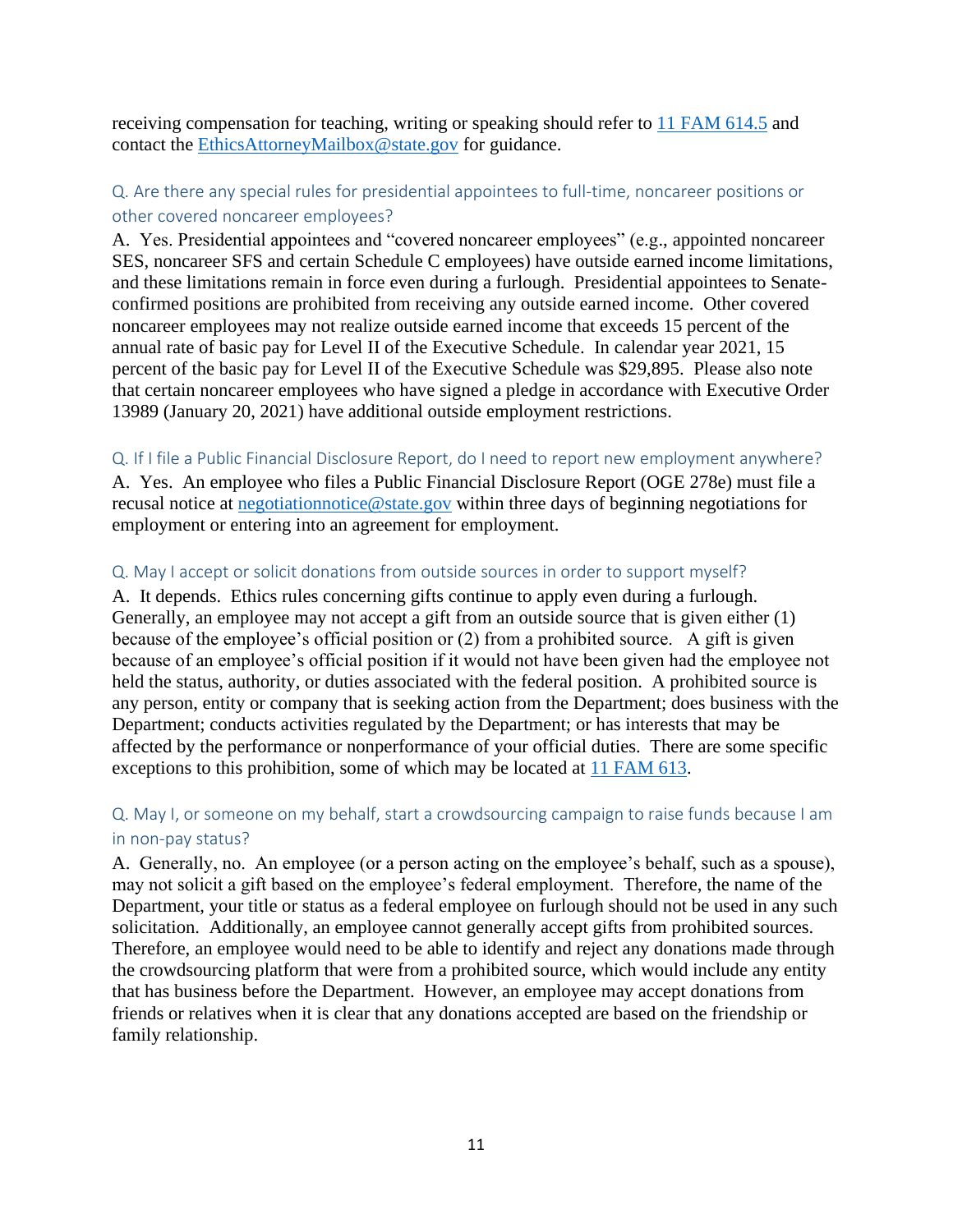receiving compensation for teaching, writing or speaking should refer to [11 FAM 614.5](11 FAM 614.5) and contact the [EthicsAttorneyMailbox@state.gov](mailto:EthicsAttorneyMailbox@state.gov) for guidance.

### Q. Are there any special rules for presidential appointees to full-time, noncareer positions or other covered noncareer employees?

A. Yes. Presidential appointees and "covered noncareer employees" (e.g., appointed noncareer SES, noncareer SFS and certain Schedule C employees) have outside earned income limitations, and these limitations remain in force even during a furlough. Presidential appointees to Senate-confirmed positions are prohibited from receiving any outside earned income. Other covered noncareer employees may not realize outside earned income that exceeds 15 percent of the annual rate of basic pay for Level II of the Executive Schedule. In calendar year 2021, 15 percent of the basic pay for Level II of the Executive Schedule was $29,895. Please also note that certain noncareer employees who have signed a pledge in accordance with Executive Order 13989 (January 20, 2021) have additional outside employment restrictions.

### Q. If I file a Public Financial Disclosure Report, do I need to report new employment anywhere?

A. Yes. An employee who files a Public Financial Disclosure Report (OGE 278e) must file a recusal notice at [negotiationnotice@state.gov](mailto:negotiationnotice@state.gov) within three days of beginning negotiations for employment or entering into an agreement for employment.

### Q. May I accept or solicit donations from outside sources in order to support myself?

A. It depends. Ethics rules concerning gifts continue to apply even during a furlough. Generally, an employee may not accept a gift from an outside source that is given either (1) because of the employee's official position or (2) from a prohibited source. A gift is given because of an employee's official position if it would not have been given had the employee not held the status, authority, or duties associated with the federal position. A prohibited source is any person, entity or company that is seeking action from the Department; does business with the Department; conducts activities regulated by the Department; or has interests that may be affected by the performance or nonperformance of your official duties. There are some specific exceptions to this prohibition, some of which may be located at [11 FAM 613](11 FAM 613).

### Q. May I, or someone on my behalf, start a crowdsourcing campaign to raise funds because I am in non-pay status?

A. Generally, no. An employee (or a person acting on the employee's behalf, such as a spouse), may not solicit a gift based on the employee's federal employment. Therefore, the name of the Department, your title or status as a federal employee on furlough should not be used in any such solicitation. Additionally, an employee cannot generally accept gifts from prohibited sources. Therefore, an employee would need to be able to identify and reject any donations made through the crowdsourcing platform that were from a prohibited source, which would include any entity that has business before the Department. However, an employee may accept donations from friends or relatives when it is clear that any donations accepted are based on the friendship or family relationship.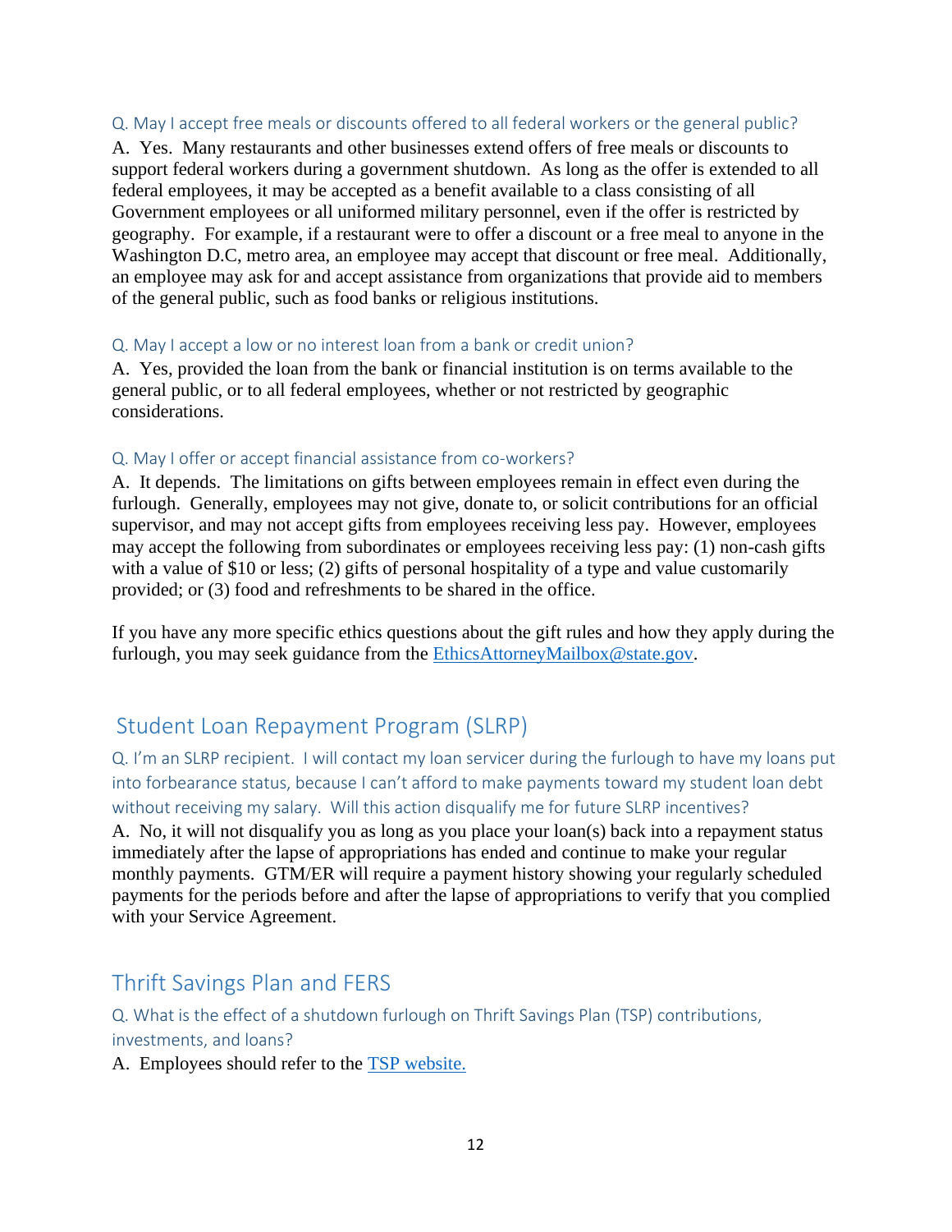### Q. May I accept free meals or discounts offered to all federal workers or the general public?

A. Yes. Many restaurants and other businesses extend offers of free meals or discounts to support federal workers during a government shutdown. As long as the offer is extended to all federal employees, it may be accepted as a benefit available to a class consisting of all Government employees or all uniformed military personnel, even if the offer is restricted by geography. For example, if a restaurant were to offer a discount or a free meal to anyone in the Washington D.C, metro area, an employee may accept that discount or free meal. Additionally, an employee may ask for and accept assistance from organizations that provide aid to members of the general public, such as food banks or religious institutions.

### Q. May I accept a low or no interest loan from a bank or credit union?

A. Yes, provided the loan from the bank or financial institution is on terms available to the general public, or to all federal employees, whether or not restricted by geographic considerations.

### Q. May I offer or accept financial assistance from co-workers?

A. It depends. The limitations on gifts between employees remain in effect even during the furlough. Generally, employees may not give, donate to, or solicit contributions for an official supervisor, and may not accept gifts from employees receiving less pay. However, employees may accept the following from subordinates or employees receiving less pay: (1) non-cash gifts with a value of $10 or less; (2) gifts of personal hospitality of a type and value customarily provided; or (3) food and refreshments to be shared in the office.

If you have any more specific ethics questions about the gift rules and how they apply during the furlough, you may seek guidance from the [EthicsAttorneyMailbox@state.gov](mailto:EthicsAttorneyMailbox@state.gov).

## Student Loan Repayment Program (SLRP)

### Q. I'm an SLRP recipient. I will contact my loan servicer during the furlough to have my loans put into forbearance status, because I can't afford to make payments toward my student loan debt without receiving my salary. Will this action disqualify me for future SLRP incentives?

A. No, it will not disqualify you as long as you place your loan(s) back into a repayment status immediately after the lapse of appropriations has ended and continue to make your regular monthly payments. GTM/ER will require a payment history showing your regularly scheduled payments for the periods before and after the lapse of appropriations to verify that you complied with your Service Agreement.

## Thrift Savings Plan and FERS

### Q. What is the effect of a shutdown furlough on Thrift Savings Plan (TSP) contributions, investments, and loans?

A. Employees should refer to the [TSP website.]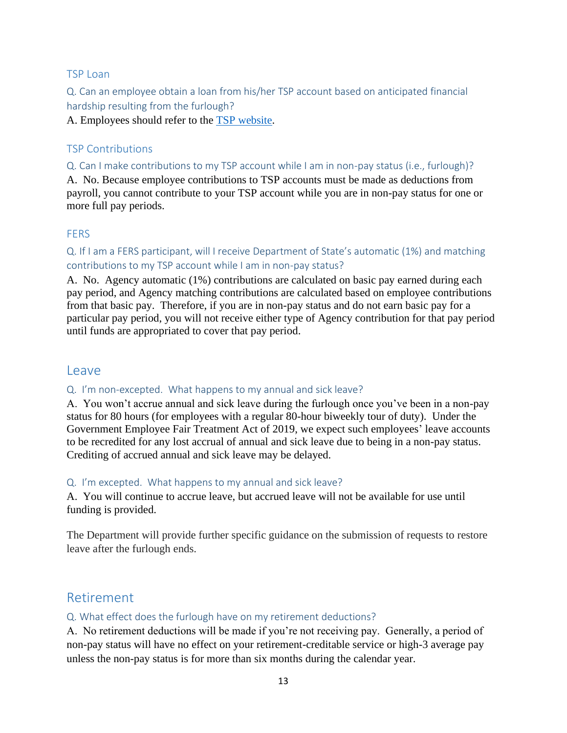### TSP Loan

#### Q. Can an employee obtain a loan from his/her TSP account based on anticipated financial hardship resulting from the furlough?

A. Employees should refer to the [TSP website](#).

### TSP Contributions

#### Q. Can I make contributions to my TSP account while I am in non-pay status (i.e., furlough)?

A. No. Because employee contributions to TSP accounts must be made as deductions from payroll, you cannot contribute to your TSP account while you are in non-pay status for one or more full pay periods.

### FERS

#### Q. If I am a FERS participant, will I receive Department of State's automatic (1%) and matching contributions to my TSP account while I am in non-pay status?

A. No. Agency automatic (1%) contributions are calculated on basic pay earned during each pay period, and Agency matching contributions are calculated based on employee contributions from that basic pay. Therefore, if you are in non-pay status and do not earn basic pay for a particular pay period, you will not receive either type of Agency contribution for that pay period until funds are appropriated to cover that pay period.

## Leave

#### Q. I'm non-excepted. What happens to my annual and sick leave?

A. You won't accrue annual and sick leave during the furlough once you've been in a non-pay status for 80 hours (for employees with a regular 80-hour biweekly tour of duty). Under the Government Employee Fair Treatment Act of 2019, we expect such employees' leave accounts to be recredited for any lost accrual of annual and sick leave due to being in a non-pay status. Crediting of accrued annual and sick leave may be delayed.

#### Q. I'm excepted. What happens to my annual and sick leave?

A. You will continue to accrue leave, but accrued leave will not be available for use until funding is provided.

The Department will provide further specific guidance on the submission of requests to restore leave after the furlough ends.

## Retirement

#### Q. What effect does the furlough have on my retirement deductions?

A. No retirement deductions will be made if you're not receiving pay. Generally, a period of non-pay status will have no effect on your retirement-creditable service or high-3 average pay unless the non-pay status is for more than six months during the calendar year.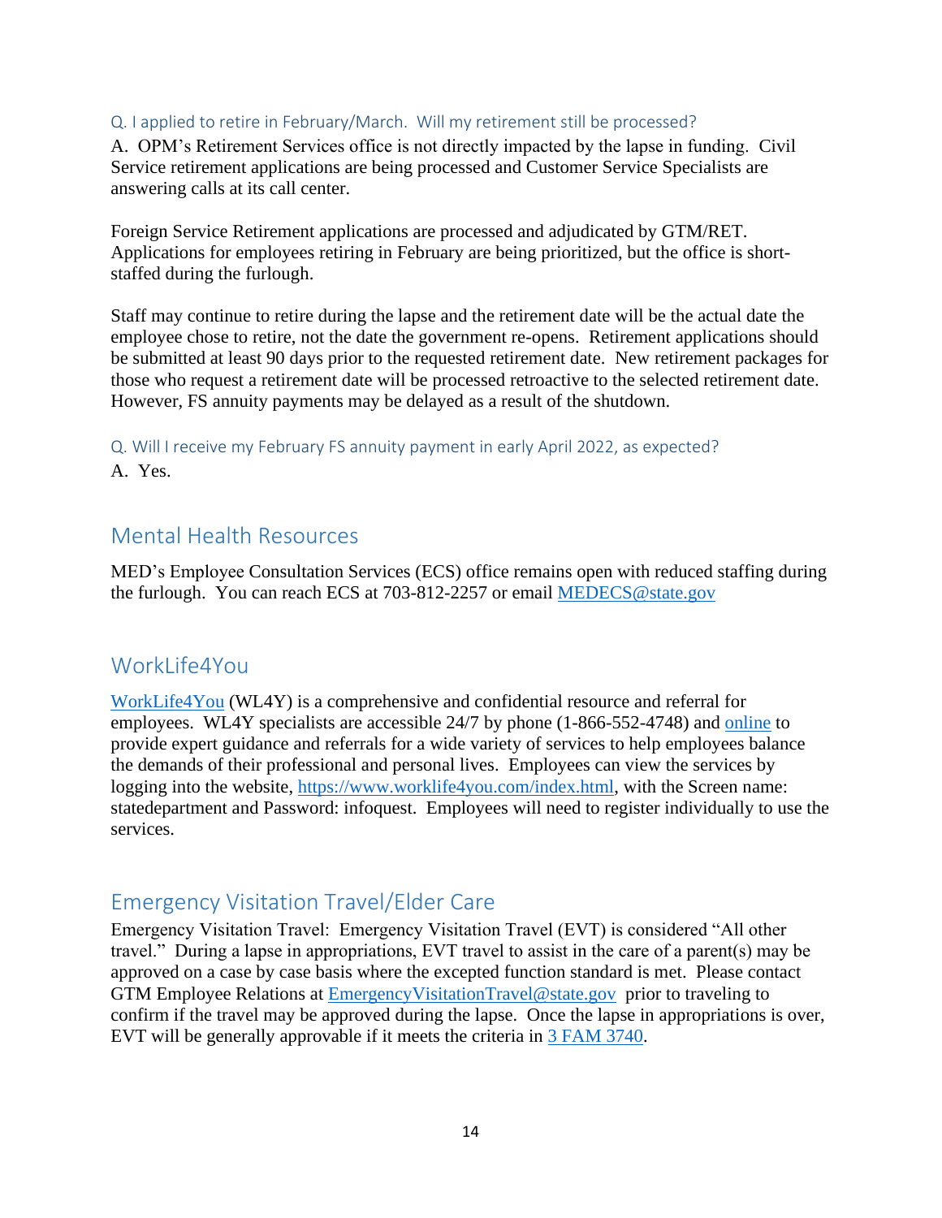### Q. I applied to retire in February/March. Will my retirement still be processed?

A. OPM's Retirement Services office is not directly impacted by the lapse in funding. Civil Service retirement applications are being processed and Customer Service Specialists are answering calls at its call center.

Foreign Service Retirement applications are processed and adjudicated by GTM/RET. Applications for employees retiring in February are being prioritized, but the office is short-staffed during the furlough.

Staff may continue to retire during the lapse and the retirement date will be the actual date the employee chose to retire, not the date the government re-opens. Retirement applications should be submitted at least 90 days prior to the requested retirement date. New retirement packages for those who request a retirement date will be processed retroactive to the selected retirement date. However, FS annuity payments may be delayed as a result of the shutdown.

### Q. Will I receive my February FS annuity payment in early April 2022, as expected?

A. Yes.

## Mental Health Resources

MED's Employee Consultation Services (ECS) office remains open with reduced staffing during the furlough. You can reach ECS at 703-812-2257 or email [MEDECS@state.gov](mailto:MEDECS@state.gov)

## WorkLife4You

[WorkLife4You](https://www.worklife4you.com/index.html) (WL4Y) is a comprehensive and confidential resource and referral for employees. WL4Y specialists are accessible 24/7 by phone (1-866-552-4748) and [online](https://www.worklife4you.com/index.html) to provide expert guidance and referrals for a wide variety of services to help employees balance the demands of their professional and personal lives. Employees can view the services by logging into the website, [https://www.worklife4you.com/index.html](https://www.worklife4you.com/index.html), with the Screen name: statedepartment and Password: infoquest. Employees will need to register individually to use the services.

## Emergency Visitation Travel/Elder Care

Emergency Visitation Travel: Emergency Visitation Travel (EVT) is considered "All other travel." During a lapse in appropriations, EVT travel to assist in the care of a parent(s) may be approved on a case by case basis where the excepted function standard is met. Please contact GTM Employee Relations at [EmergencyVisitationTravel@state.gov](mailto:EmergencyVisitationTravel@state.gov) prior to traveling to confirm if the travel may be approved during the lapse. Once the lapse in appropriations is over, EVT will be generally approvable if it meets the criteria in 3 FAM 3740.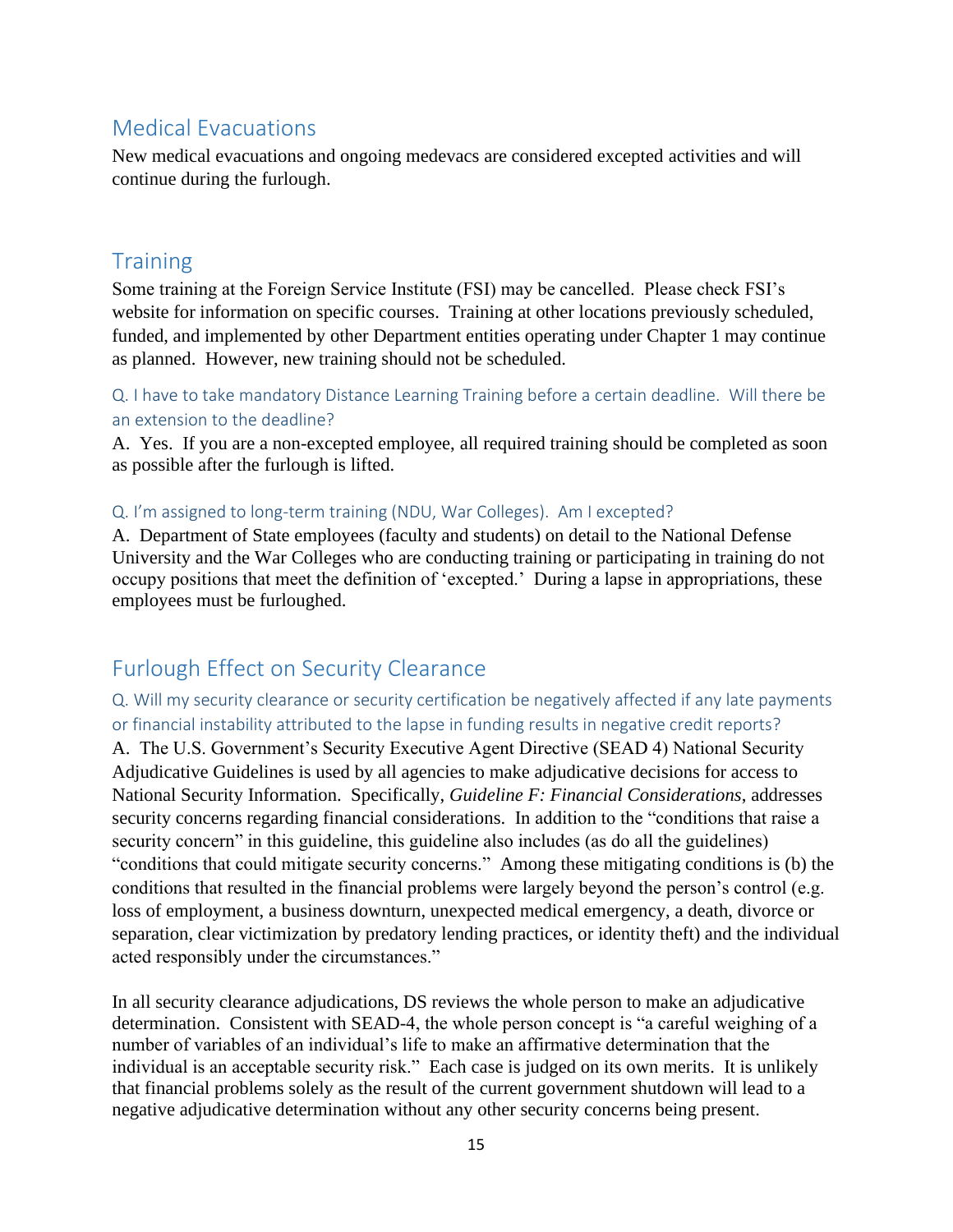## Medical Evacuations

New medical evacuations and ongoing medevacs are considered excepted activities and will continue during the furlough.

## Training

Some training at the Foreign Service Institute (FSI) may be cancelled. Please check FSI's website for information on specific courses. Training at other locations previously scheduled, funded, and implemented by other Department entities operating under Chapter 1 may continue as planned. However, new training should not be scheduled.

### Q. I have to take mandatory Distance Learning Training before a certain deadline. Will there be an extension to the deadline?

A. Yes. If you are a non-excepted employee, all required training should be completed as soon as possible after the furlough is lifted.

### Q. I'm assigned to long-term training (NDU, War Colleges). Am I excepted?

A. Department of State employees (faculty and students) on detail to the National Defense University and the War Colleges who are conducting training or participating in training do not occupy positions that meet the definition of 'excepted.' During a lapse in appropriations, these employees must be furloughed.

## Furlough Effect on Security Clearance

### Q. Will my security clearance or security certification be negatively affected if any late payments or financial instability attributed to the lapse in funding results in negative credit reports?

A. The U.S. Government's Security Executive Agent Directive (SEAD 4) National Security Adjudicative Guidelines is used by all agencies to make adjudicative decisions for access to National Security Information. Specifically, *Guideline F: Financial Considerations*, addresses security concerns regarding financial considerations. In addition to the "conditions that raise a security concern" in this guideline, this guideline also includes (as do all the guidelines) "conditions that could mitigate security concerns." Among these mitigating conditions is (b) the conditions that resulted in the financial problems were largely beyond the person's control (e.g. loss of employment, a business downturn, unexpected medical emergency, a death, divorce or separation, clear victimization by predatory lending practices, or identity theft) and the individual acted responsibly under the circumstances."

In all security clearance adjudications, DS reviews the whole person to make an adjudicative determination. Consistent with SEAD-4, the whole person concept is "a careful weighing of a number of variables of an individual's life to make an affirmative determination that the individual is an acceptable security risk." Each case is judged on its own merits. It is unlikely that financial problems solely as the result of the current government shutdown will lead to a negative adjudicative determination without any other security concerns being present.